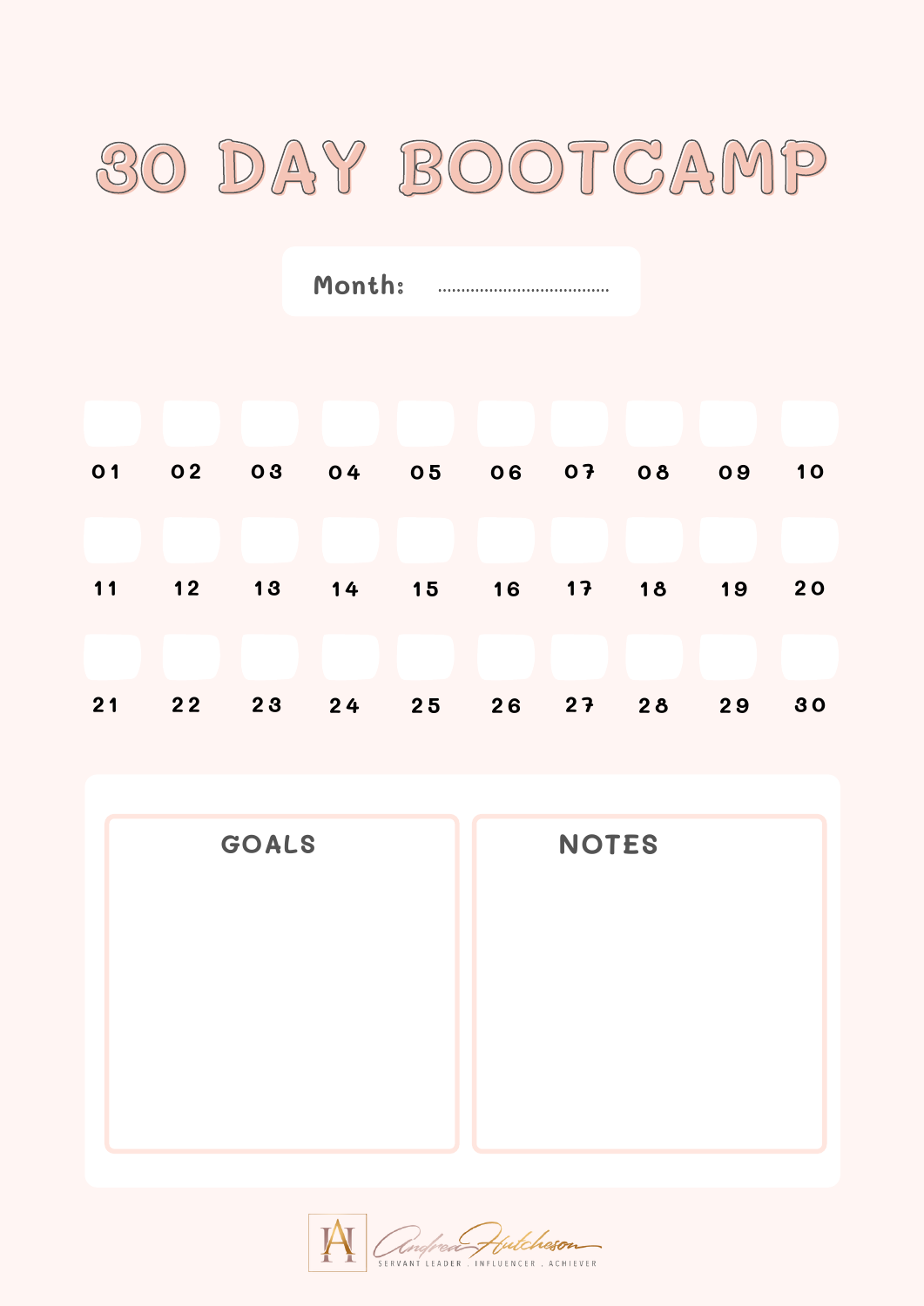# 30 DAY BOOTCAMP

**Month:** ....................................

| | | | | | | | | | |
|---|---|---|---|---|---|---|---|---|---|
| 01 | 02 | 03 | 04 | 05 | 06 | 07 | 08 | 09 | 10 |
| 11 | 12 | 13 | 14 | 15 | 16 | 17 | 18 | 19 | 20 |
| 21 | 22 | 23 | 24 | 25 | 26 | 27 | 28 | 29 | 30 |

## GOALS

## NOTES

Andrea Hutcheson
SERVANT LEADER . INFLUENCER . ACHIEVER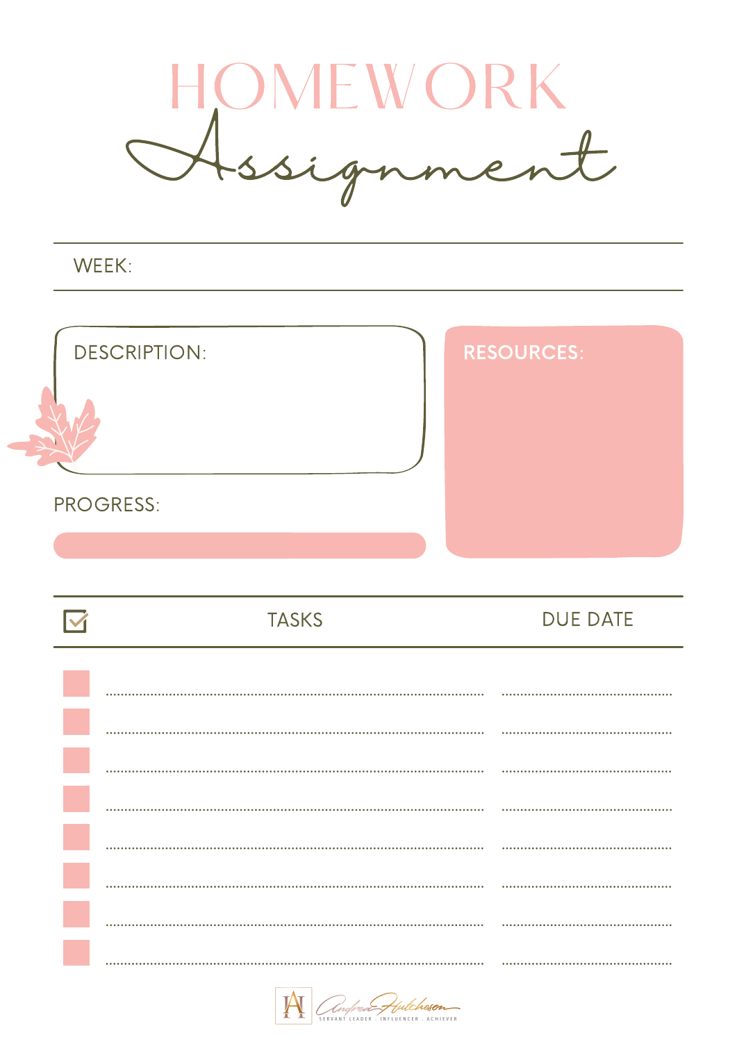# HOMEWORK Assignment

WEEK:

DESCRIPTION:

RESOURCES:

PROGRESS:

| ☑ | TASKS | DUE DATE |
| --- | --- | --- |
| ☐ | | |
| ☐ | | |
| ☐ | | |
| ☐ | | |
| ☐ | | |
| ☐ | | |
| ☐ | | |
| ☐ | | |

Andrea Hutcheson
SERVANT LEADER . INFLUENCER . ACHIEVER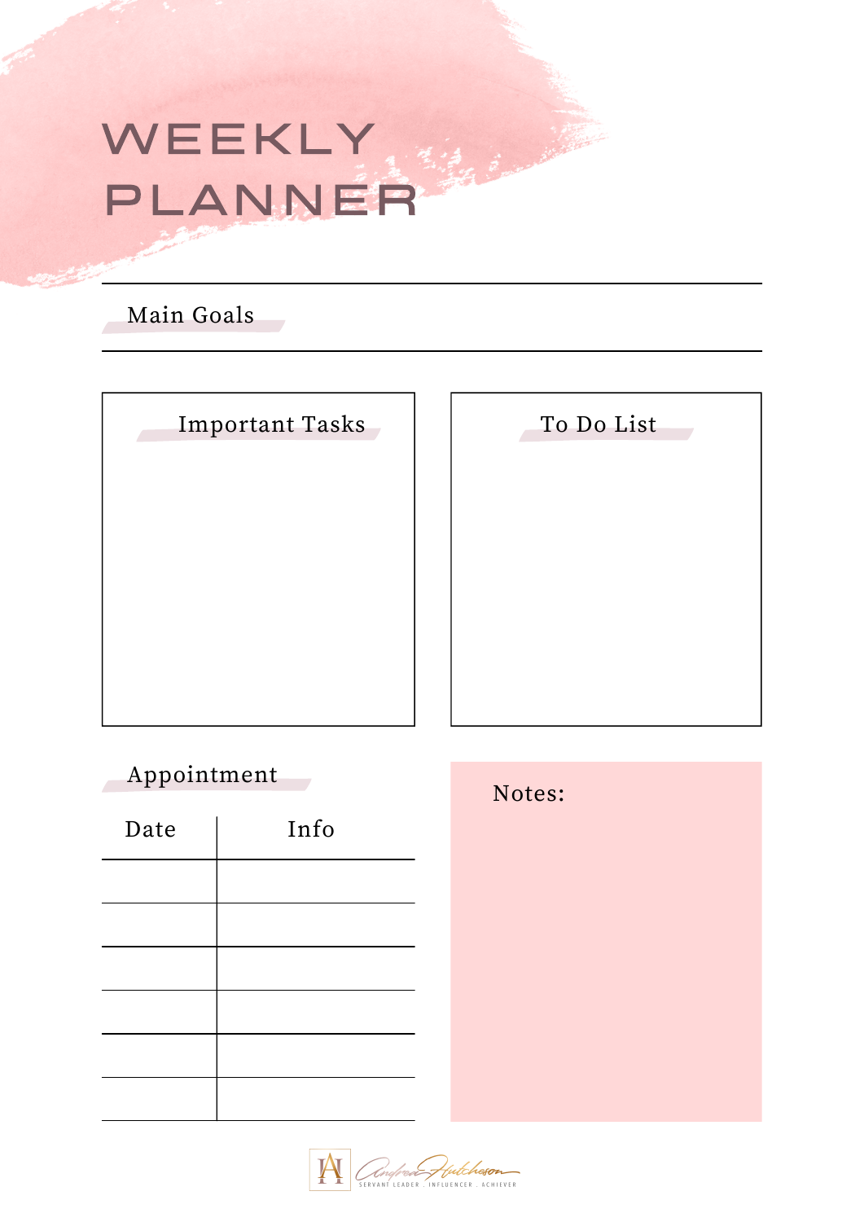# WEEKLY PLANNER

## Main Goals

## Important Tasks

## To Do List

## Appointment

| Date | Info |
| --- | --- |
| | |
| | |
| | |
| | |
| | |
| | |

Notes:

Andrea Hutcheson
SERVANT LEADER . INFLUENCER . ACHIEVER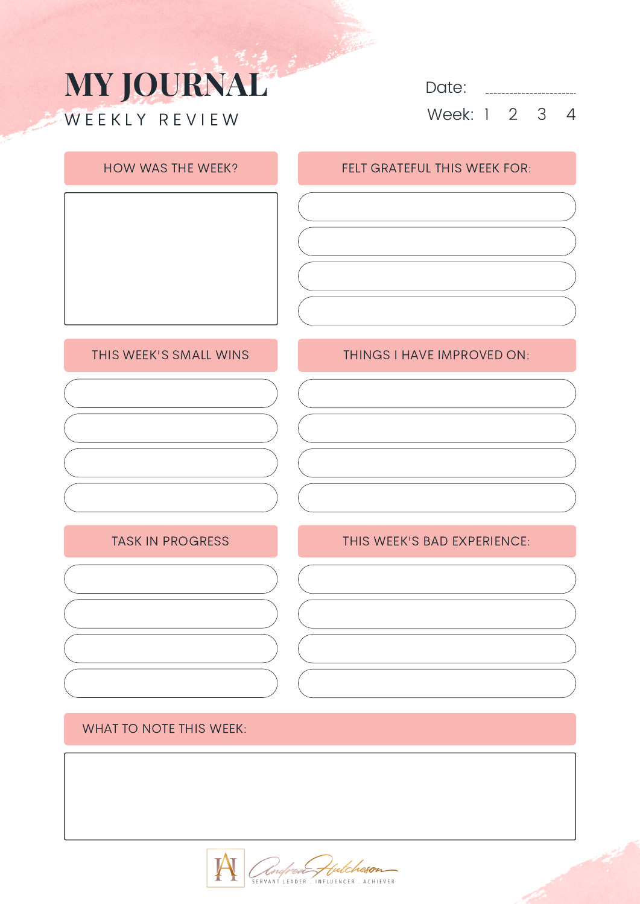# MY JOURNAL

WEEKLY REVIEW

Date: ......................

Week: 1 2 3 4

## HOW WAS THE WEEK?

## FELT GRATEFUL THIS WEEK FOR:

## THIS WEEK'S SMALL WINS

## THINGS I HAVE IMPROVED ON:

## TASK IN PROGRESS

## THIS WEEK'S BAD EXPERIENCE:

## WHAT TO NOTE THIS WEEK:

Andrea Hutcheson

SERVANT LEADER . INFLUENCER . ACHIEVER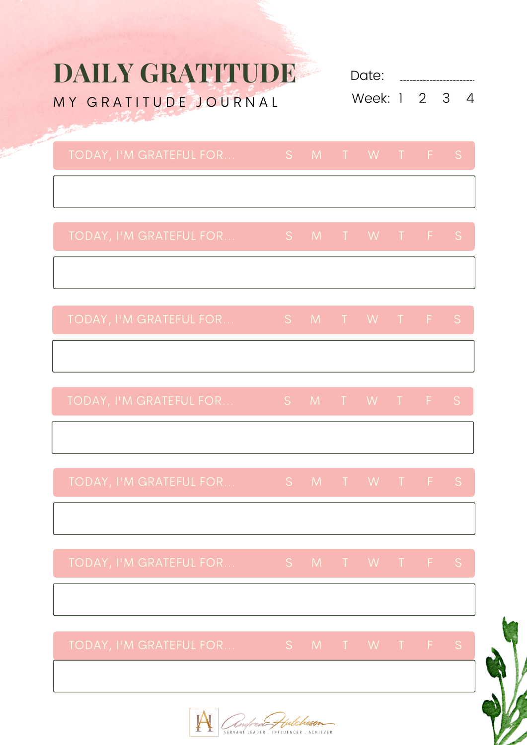# DAILY GRATITUDE

MY GRATITUDE JOURNAL

Date: ......................

Week: 1 2 3 4

TODAY, I'M GRATEFUL FOR... S M T W T F S

TODAY, I'M GRATEFUL FOR... S M T W T F S

TODAY, I'M GRATEFUL FOR... S M T W T F S

TODAY, I'M GRATEFUL FOR... S M T W T F S

TODAY, I'M GRATEFUL FOR... S M T W T F S

TODAY, I'M GRATEFUL FOR... S M T W T F S

TODAY, I'M GRATEFUL FOR... S M T W T F S

Andrea Hutcheson

SERVANT LEADER . INFLUENCER . ACHIEVER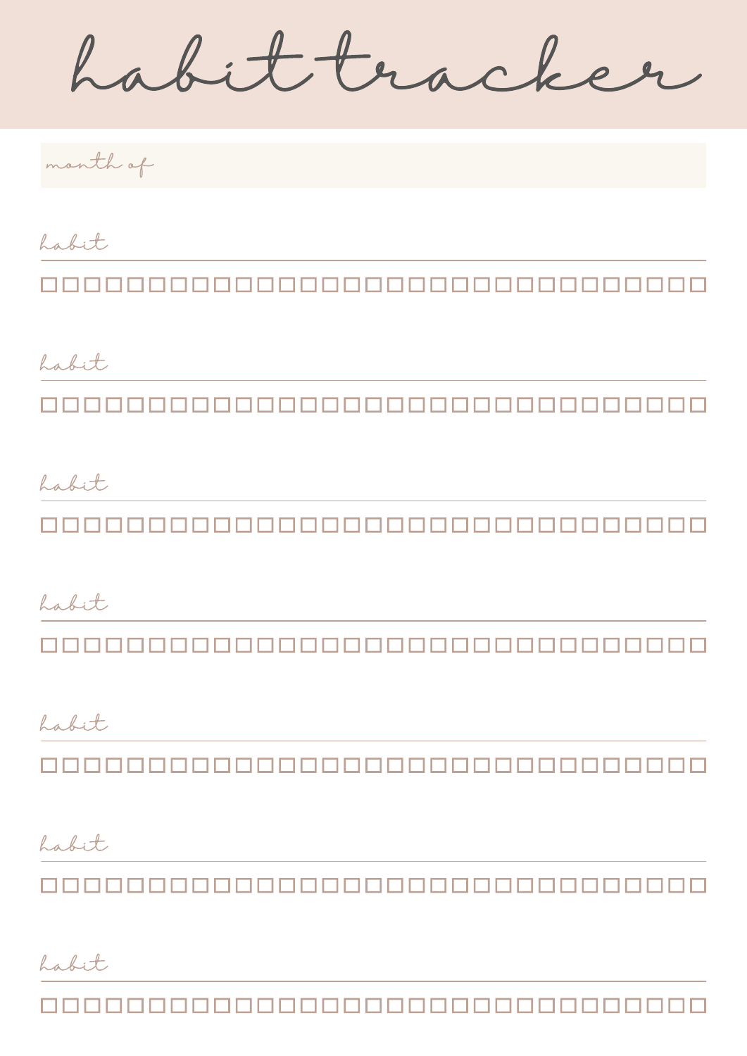# habit tracker

month of

habit

☐☐☐☐☐☐☐☐☐☐☐☐☐☐☐☐☐☐☐☐☐☐☐☐☐☐☐☐☐☐☐

habit

☐☐☐☐☐☐☐☐☐☐☐☐☐☐☐☐☐☐☐☐☐☐☐☐☐☐☐☐☐☐☐

habit

☐☐☐☐☐☐☐☐☐☐☐☐☐☐☐☐☐☐☐☐☐☐☐☐☐☐☐☐☐☐☐

habit

☐☐☐☐☐☐☐☐☐☐☐☐☐☐☐☐☐☐☐☐☐☐☐☐☐☐☐☐☐☐☐

habit

☐☐☐☐☐☐☐☐☐☐☐☐☐☐☐☐☐☐☐☐☐☐☐☐☐☐☐☐☐☐☐

habit

☐☐☐☐☐☐☐☐☐☐☐☐☐☐☐☐☐☐☐☐☐☐☐☐☐☐☐☐☐☐☐

habit

☐☐☐☐☐☐☐☐☐☐☐☐☐☐☐☐☐☐☐☐☐☐☐☐☐☐☐☐☐☐☐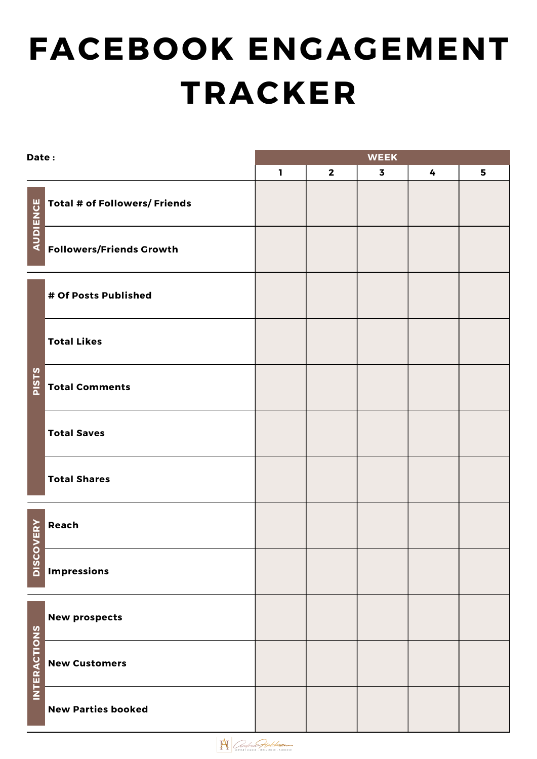# FACEBOOK ENGAGEMENT TRACKER

| Date : | | WEEK | | | | |
|---|---|---|---|---|---|---|
| | | 1 | 2 | 3 | 4 | 5 |
| AUDIENCE | Total # of Followers/ Friends | | | | | |
| | Followers/Friends Growth | | | | | |
| PISTS | # Of Posts Published | | | | | |
| | Total Likes | | | | | |
| | Total Comments | | | | | |
| | Total Saves | | | | | |
| | Total Shares | | | | | |
| DISCOVERY | Reach | | | | | |
| | Impressions | | | | | |
| INTERACTIONS | New prospects | | | | | |
| | New Customers | | | | | |
| | New Parties booked | | | | | |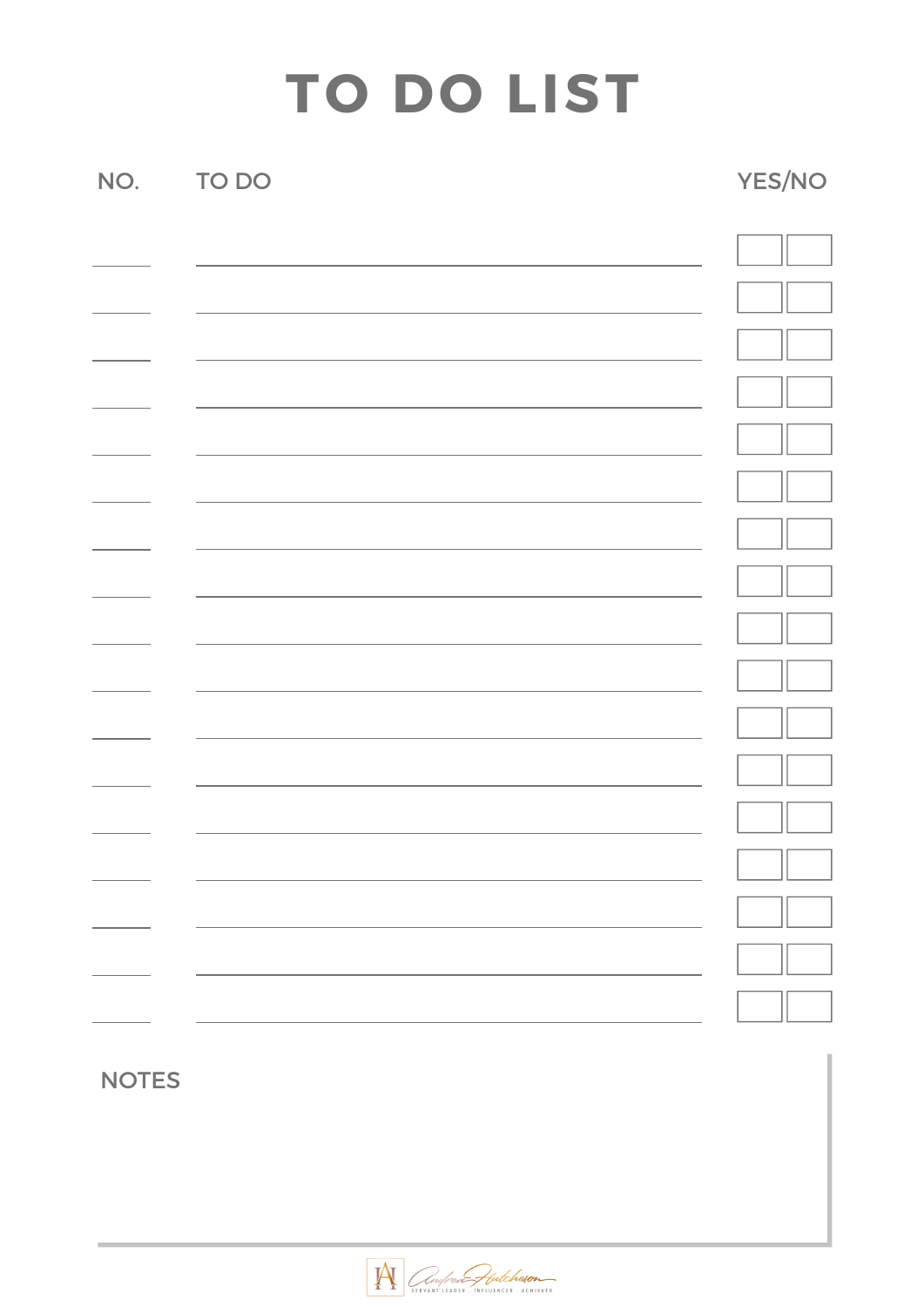# TO DO LIST

| NO. | TO DO | YES/NO | |
|---|---|---|---|
| | | | |
| | | | |
| | | | |
| | | | |
| | | | |
| | | | |
| | | | |
| | | | |
| | | | |
| | | | |
| | | | |
| | | | |
| | | | |
| | | | |
| | | | |
| | | | |
| | | | |

NOTES